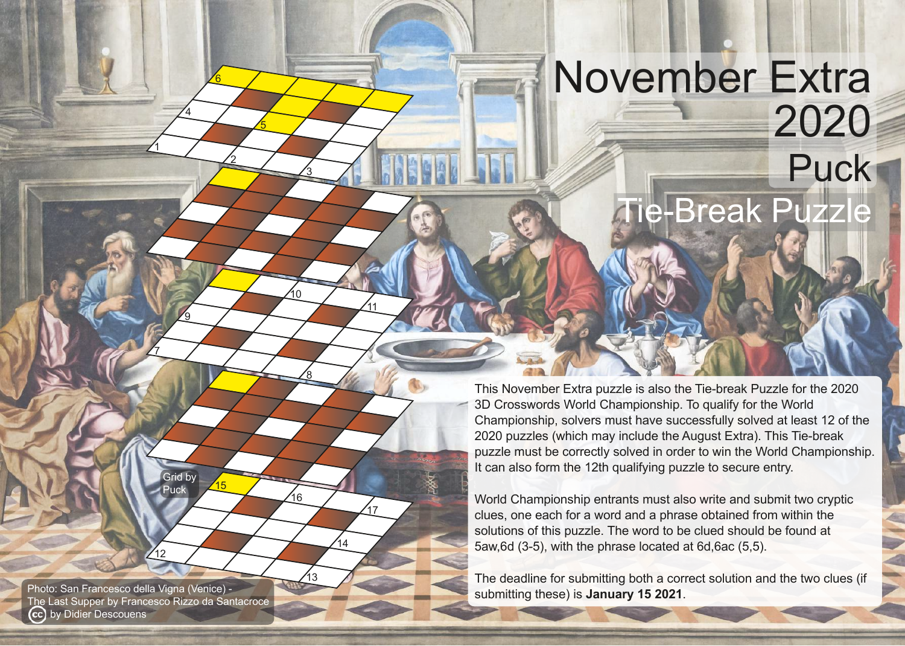# November Extra 2020

## Puck

## Tie-Break Puzzle

This November Extra puzzle is also the Tie-break Puzzle for the 2020 3D Crosswords World Championship. To qualify for the World Championship, solvers must have successfully solved at least 12 of the 2020 puzzles (which may include the August Extra). This Tie-break puzzle must be correctly solved in order to win the World Championship. It can also form the 12th qualifying puzzle to secure entry.

World Championship entrants must also write and submit two cryptic clues, one each for a word and a phrase obtained from within the solutions of this puzzle. The word to be clued should be found at 5aw,6d (3-5), with the phrase located at 6d,6ac (5,5).

The deadline for submitting both a correct solution and the two clues (if submitting these) is **January 15 2021**.

Grid by Puck

Photo: San Francesco della Vigna (Venice) - The Last Supper by Francesco Rizzo da Santacroce by Didier Descouens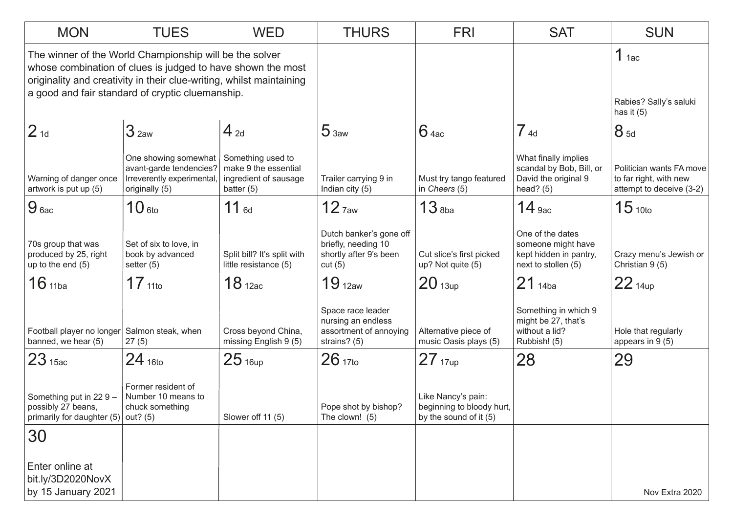| MON | TUES | WED | THURS | FRI | SAT | SUN |
|---|---|---|---|---|---|---|
| The winner of the World Championship will be the solver whose combination of clues is judged to have shown the most originality and creativity in their clue-writing, whilst maintaining a good and fair standard of cryptic cluemanship. | | | | | | 1 1ac<br><br>Rabies? Sally's saluki has it (5) |
| 2 1d<br><br>Warning of danger once artwork is put up (5) | 3 2aw<br><br>One showing somewhat avant-garde tendencies? Irreverently experimental, originally (5) | 4 2d<br><br>Something used to make 9 the essential ingredient of sausage batter (5) | 5 3aw<br><br>Trailer carrying 9 in Indian city (5) | 6 4ac<br><br>Must try tango featured in *Cheers* (5) | 7 4d<br><br>What finally implies scandal by Bob, Bill, or David the original 9 head? (5) | 8 5d<br><br>Politician wants FA move to far right, with new attempt to deceive (3-2) |
| 9 6ac<br><br>70s group that was produced by 25, right up to the end (5) | 10 6to<br><br>Set of six to love, in book by advanced setter (5) | 11 6d<br><br>Split bill? It's split with little resistance (5) | 12 7aw<br><br>Dutch banker's gone off briefly, needing 10 shortly after 9's been cut (5) | 13 8ba<br><br>Cut slice's first picked up? Not quite (5) | 14 9ac<br><br>One of the dates someone might have kept hidden in pantry, next to stollen (5) | 15 10to<br><br>Crazy menu's Jewish or Christian 9 (5) |
| 16 11ba<br><br>Football player no longer banned, we hear (5) | 17 11to<br><br>Salmon steak, when 27 (5) | 18 12ac<br><br>Cross beyond China, missing English 9 (5) | 19 12aw<br><br>Space race leader nursing an endless assortment of annoying strains? (5) | 20 13up<br><br>Alternative piece of music Oasis plays (5) | 21 14ba<br><br>Something in which 9 might be 27, that's without a lid? Rubbish! (5) | 22 14up<br><br>Hole that regularly appears in 9 (5) |
| 23 15ac<br><br>Something put in 22 9 – possibly 27 beans, primarily for daughter (5) | 24 16to<br><br>Former resident of Number 10 means to chuck something out? (5) | 25 16up<br><br>Slower off 11 (5) | 26 17to<br><br>Pope shot by bishop? The clown! (5) | 27 17up<br><br>Like Nancy's pain: beginning to bloody hurt, by the sound of it (5) | 28 | 29 |
| 30<br><br>Enter online at bit.ly/3D2020NovX by 15 January 2021 | | | | | | Nov Extra 2020 |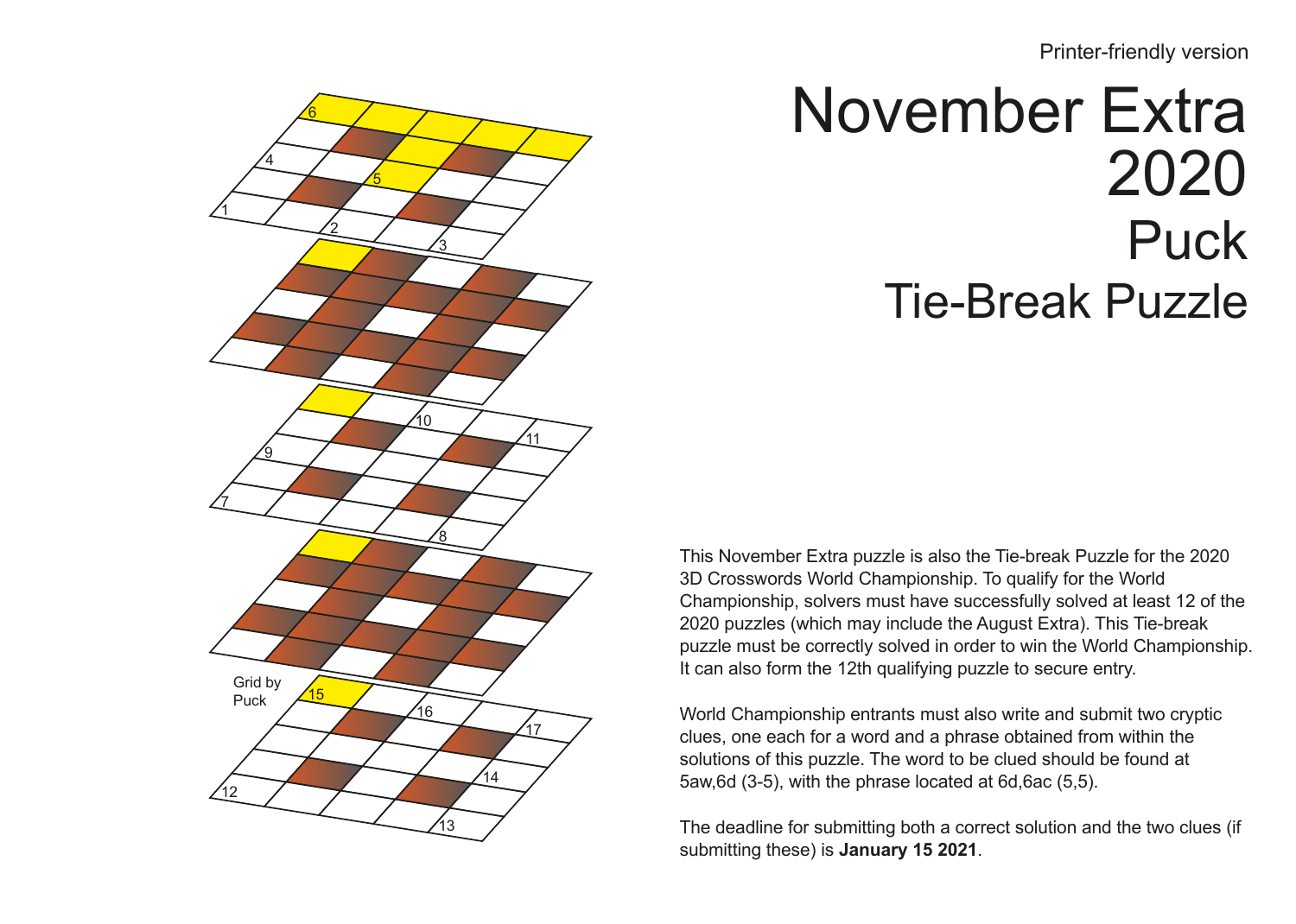Printer-friendly version

# November Extra 2020

## Puck

## Tie-Break Puzzle

Grid by Puck

1
2
3
4
5
6
7
8
9
10
11
12
13
14
15
16
17

This November Extra puzzle is also the Tie-break Puzzle for the 2020 3D Crosswords World Championship. To qualify for the World Championship, solvers must have successfully solved at least 12 of the 2020 puzzles (which may include the August Extra). This Tie-break puzzle must be correctly solved in order to win the World Championship. It can also form the 12th qualifying puzzle to secure entry.

World Championship entrants must also write and submit two cryptic clues, one each for a word and a phrase obtained from within the solutions of this puzzle. The word to be clued should be found at 5aw,6d (3-5), with the phrase located at 6d,6ac (5,5).

The deadline for submitting both a correct solution and the two clues (if submitting these) is **January 15 2021**.